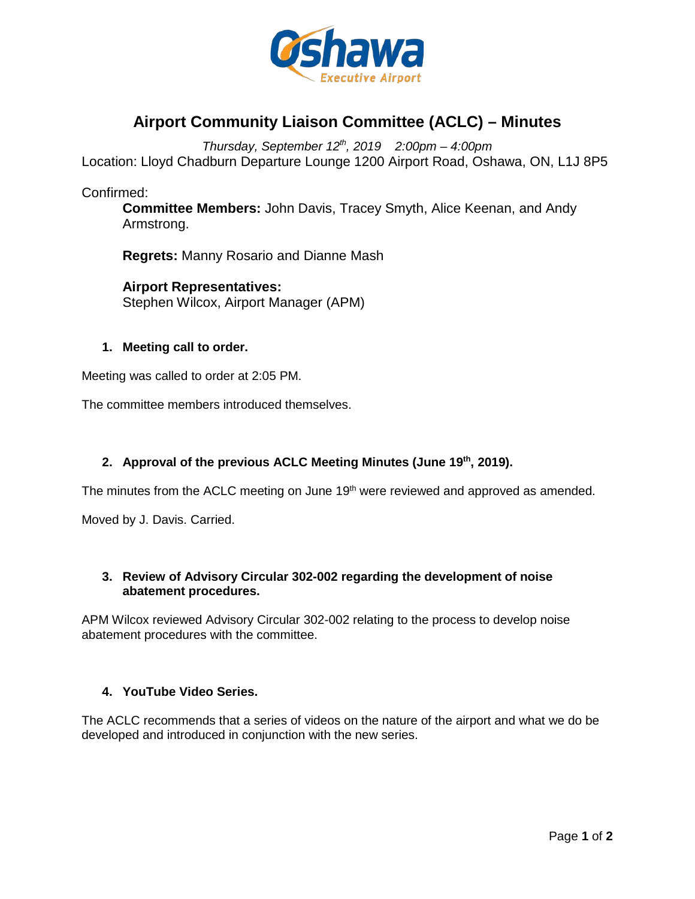# Airport Community Liaison Committee (ACLC) – Minutes

*Thursday, September 12th, 2019 2:00pm – 4:00pm*

Location: Lloyd Chadburn Departure Lounge 1200 Airport Road, Oshawa, ON, L1J 8P5

Confirmed:

**Committee Members:** John Davis, Tracey Smyth, Alice Keenan, and Andy Armstrong.

**Regrets:** Manny Rosario and Dianne Mash

**Airport Representatives:**
Stephen Wilcox, Airport Manager (APM)

### 1. Meeting call to order.

Meeting was called to order at 2:05 PM.

The committee members introduced themselves.

### 2. Approval of the previous ACLC Meeting Minutes (June 19th, 2019).

The minutes from the ACLC meeting on June 19th were reviewed and approved as amended.

Moved by J. Davis. Carried.

### 3. Review of Advisory Circular 302-002 regarding the development of noise abatement procedures.

APM Wilcox reviewed Advisory Circular 302-002 relating to the process to develop noise abatement procedures with the committee.

### 4. YouTube Video Series.

The ACLC recommends that a series of videos on the nature of the airport and what we do be developed and introduced in conjunction with the new series.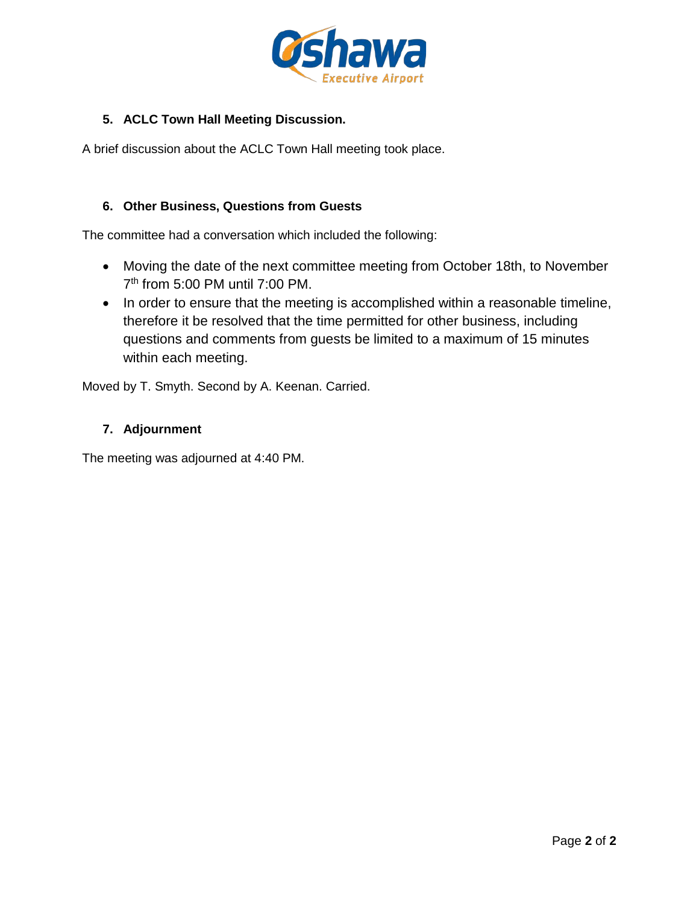**5. ACLC Town Hall Meeting Discussion.**

A brief discussion about the ACLC Town Hall meeting took place.

**6. Other Business, Questions from Guests**

The committee had a conversation which included the following:

- Moving the date of the next committee meeting from October 18th, to November 7th from 5:00 PM until 7:00 PM.
- In order to ensure that the meeting is accomplished within a reasonable timeline, therefore it be resolved that the time permitted for other business, including questions and comments from guests be limited to a maximum of 15 minutes within each meeting.

Moved by T. Smyth. Second by A. Keenan. Carried.

**7. Adjournment**

The meeting was adjourned at 4:40 PM.